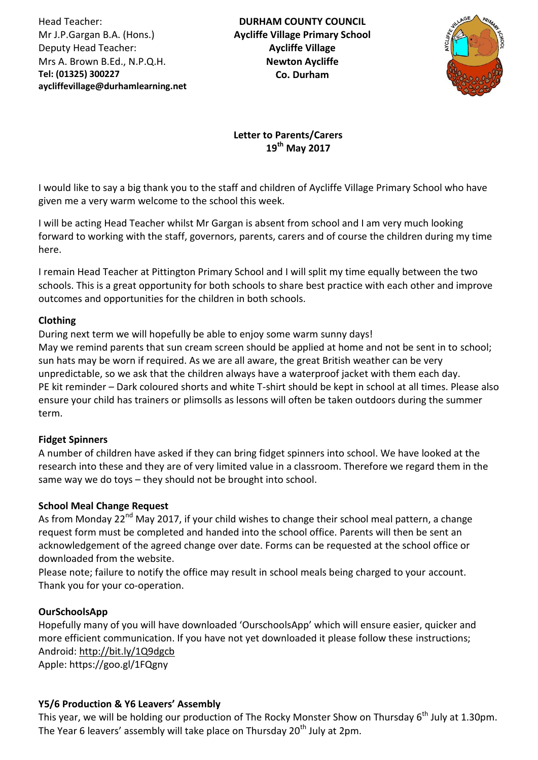Head Teacher:
Mr J.P.Gargan B.A. (Hons.)
Deputy Head Teacher:
Mrs A. Brown B.Ed., N.P.Q.H.
**Tel: (01325) 300227**
**aycliffevillage@durhamlearning.net**

**DURHAM COUNTY COUNCIL**
**Aycliffe Village Primary School**
**Aycliffe Village**
**Newton Aycliffe**
**Co. Durham**

**Letter to Parents/Carers**
**19th May 2017**

I would like to say a big thank you to the staff and children of Aycliffe Village Primary School who have given me a very warm welcome to the school this week.

I will be acting Head Teacher whilst Mr Gargan is absent from school and I am very much looking forward to working with the staff, governors, parents, carers and of course the children during my time here.

I remain Head Teacher at Pittington Primary School and I will split my time equally between the two schools. This is a great opportunity for both schools to share best practice with each other and improve outcomes and opportunities for the children in both schools.

**Clothing**

During next term we will hopefully be able to enjoy some warm sunny days!
May we remind parents that sun cream screen should be applied at home and not be sent in to school; sun hats may be worn if required. As we are all aware, the great British weather can be very unpredictable, so we ask that the children always have a waterproof jacket with them each day.
PE kit reminder – Dark coloured shorts and white T-shirt should be kept in school at all times. Please also ensure your child has trainers or plimsolls as lessons will often be taken outdoors during the summer term.

**Fidget Spinners**

A number of children have asked if they can bring fidget spinners into school. We have looked at the research into these and they are of very limited value in a classroom. Therefore we regard them in the same way we do toys – they should not be brought into school.

**School Meal Change Request**

As from Monday 22nd May 2017, if your child wishes to change their school meal pattern, a change request form must be completed and handed into the school office. Parents will then be sent an acknowledgement of the agreed change over date. Forms can be requested at the school office or downloaded from the website.
Please note; failure to notify the office may result in school meals being charged to your account. Thank you for your co-operation.

**OurSchoolsApp**

Hopefully many of you will have downloaded 'OurschoolsApp' which will ensure easier, quicker and more efficient communication. If you have not yet downloaded it please follow these instructions;
Android: http://bit.ly/1Q9dgcb
Apple: https://goo.gl/1FQgny

**Y5/6 Production & Y6 Leavers' Assembly**

This year, we will be holding our production of The Rocky Monster Show on Thursday 6th July at 1.30pm. The Year 6 leavers' assembly will take place on Thursday 20th July at 2pm.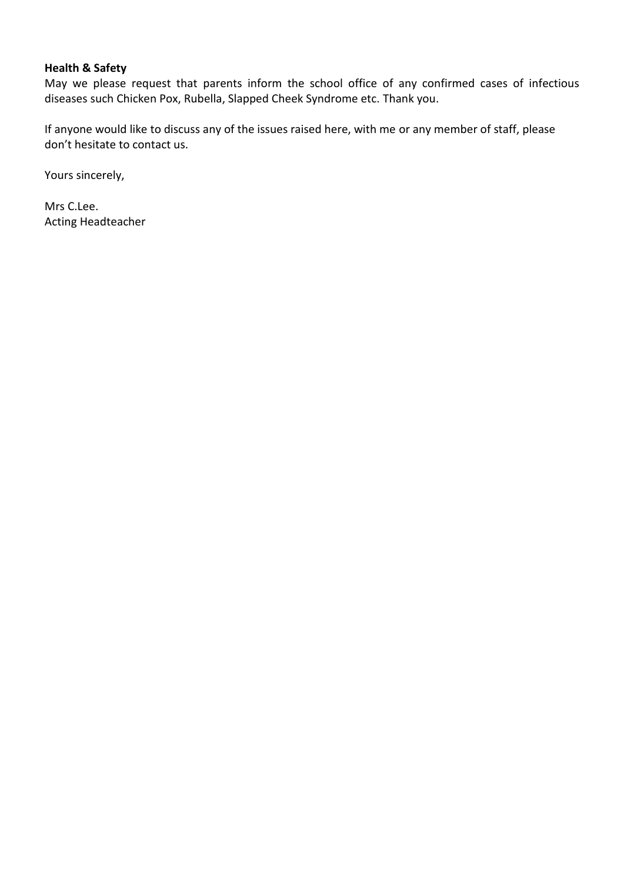**Health & Safety**

May we please request that parents inform the school office of any confirmed cases of infectious diseases such Chicken Pox, Rubella, Slapped Cheek Syndrome etc. Thank you.

If anyone would like to discuss any of the issues raised here, with me or any member of staff, please don't hesitate to contact us.

Yours sincerely,

Mrs C.Lee.
Acting Headteacher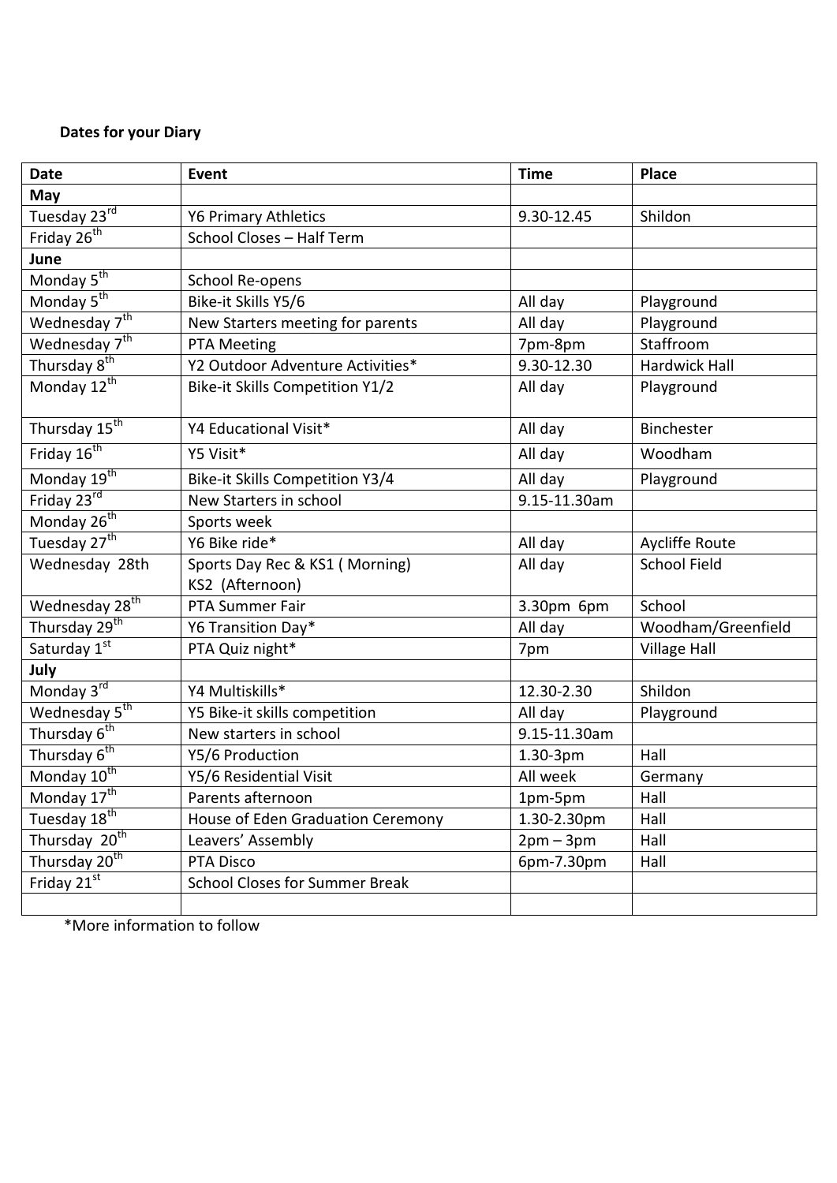**Dates for your Diary**

| Date | Event | Time | Place |
|---|---|---|---|
| **May** | | | |
| Tuesday 23rd | Y6 Primary Athletics | 9.30-12.45 | Shildon |
| Friday 26th | School Closes – Half Term | | |
| **June** | | | |
| Monday 5th | School Re-opens | | |
| Monday 5th | Bike-it Skills Y5/6 | All day | Playground |
| Wednesday 7th | New Starters meeting for parents | All day | Playground |
| Wednesday 7th | PTA Meeting | 7pm-8pm | Staffroom |
| Thursday 8th | Y2 Outdoor Adventure Activities* | 9.30-12.30 | Hardwick Hall |
| Monday 12th | Bike-it Skills Competition Y1/2 | All day | Playground |
| Thursday 15th | Y4 Educational Visit* | All day | Binchester |
| Friday 16th | Y5 Visit* | All day | Woodham |
| Monday 19th | Bike-it Skills Competition Y3/4 | All day | Playground |
| Friday 23rd | New Starters in school | 9.15-11.30am | |
| Monday 26th | Sports week | | |
| Tuesday 27th | Y6 Bike ride* | All day | Aycliffe Route |
| Wednesday 28th | Sports Day Rec & KS1 ( Morning) KS2 (Afternoon) | All day | School Field |
| Wednesday 28th | PTA Summer Fair | 3.30pm 6pm | School |
| Thursday 29th | Y6 Transition Day* | All day | Woodham/Greenfield |
| Saturday 1st | PTA Quiz night* | 7pm | Village Hall |
| **July** | | | |
| Monday 3rd | Y4 Multiskills* | 12.30-2.30 | Shildon |
| Wednesday 5th | Y5 Bike-it skills competition | All day | Playground |
| Thursday 6th | New starters in school | 9.15-11.30am | |
| Thursday 6th | Y5/6 Production | 1.30-3pm | Hall |
| Monday 10th | Y5/6 Residential Visit | All week | Germany |
| Monday 17th | Parents afternoon | 1pm-5pm | Hall |
| Tuesday 18th | House of Eden Graduation Ceremony | 1.30-2.30pm | Hall |
| Thursday 20th | Leavers' Assembly | 2pm – 3pm | Hall |
| Thursday 20th | PTA Disco | 6pm-7.30pm | Hall |
| Friday 21st | School Closes for Summer Break | | |
| | | | |

*More information to follow